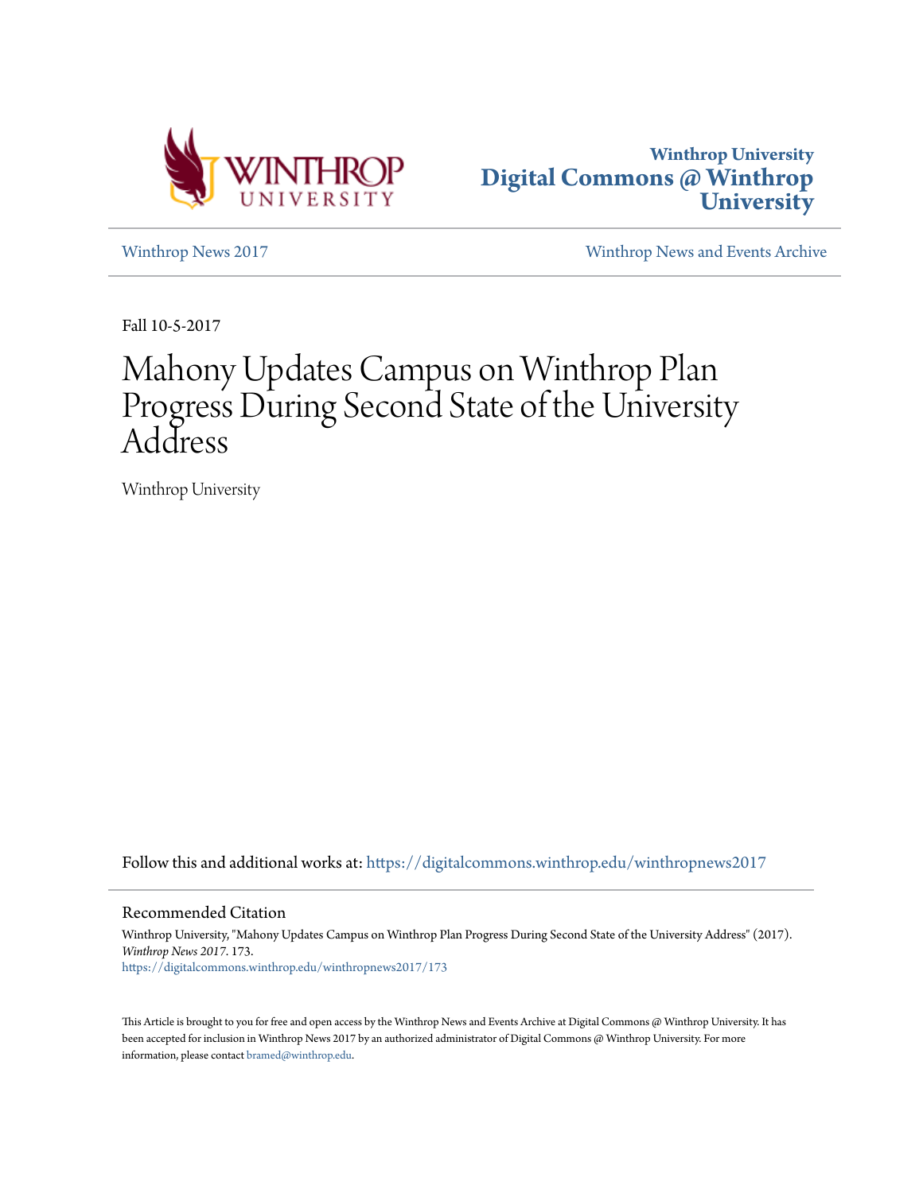Winthrop University
Digital Commons @ Winthrop University

Winthrop News 2017 | Winthrop News and Events Archive

Fall 10-5-2017

# Mahony Updates Campus on Winthrop Plan Progress During Second State of the University Address

Winthrop University

Follow this and additional works at: https://digitalcommons.winthrop.edu/winthropnews2017

## Recommended Citation

Winthrop University, "Mahony Updates Campus on Winthrop Plan Progress During Second State of the University Address" (2017). *Winthrop News 2017*. 173.
https://digitalcommons.winthrop.edu/winthropnews2017/173

This Article is brought to you for free and open access by the Winthrop News and Events Archive at Digital Commons @ Winthrop University. It has been accepted for inclusion in Winthrop News 2017 by an authorized administrator of Digital Commons @ Winthrop University. For more information, please contact bramed@winthrop.edu.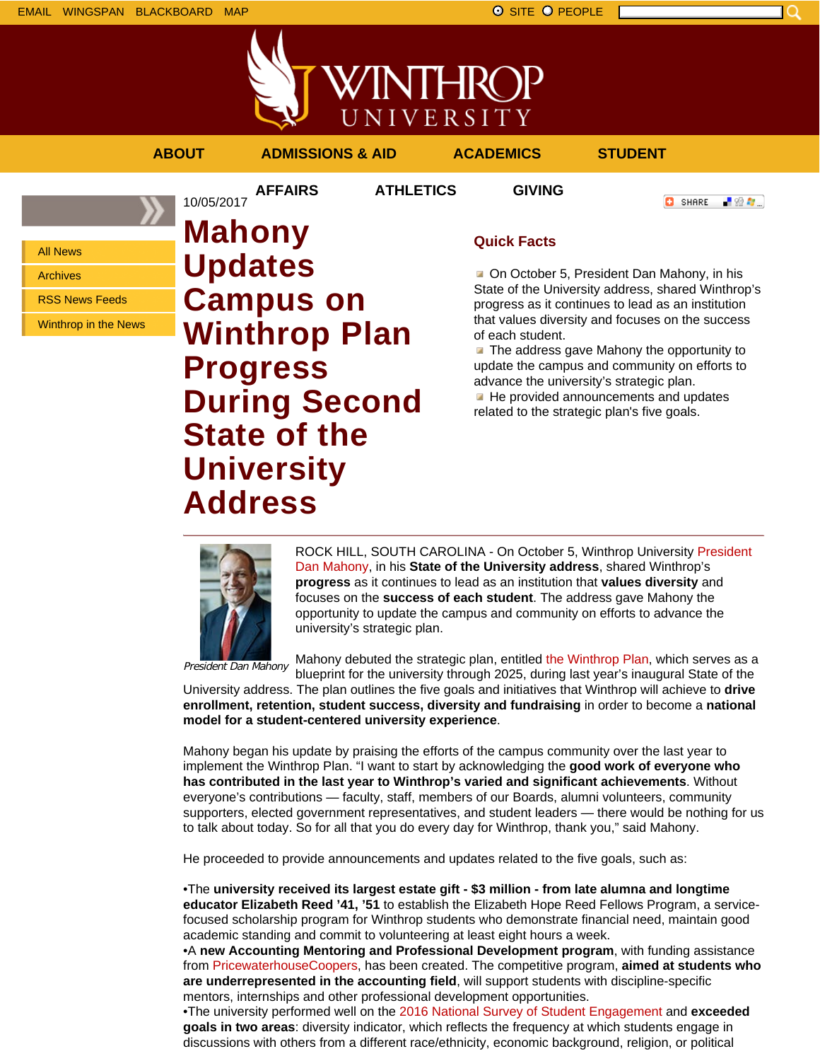EMAIL WINGSPAN BLACKBOARD MAP

SITE PEOPLE

ABOUT ADMISSIONS & AID ACADEMICS STUDENT AFFAIRS ATHLETICS GIVING

- All News
- Archives
- RSS News Feeds
- Winthrop in the News

10/05/2017

# Mahony Updates Campus on Winthrop Plan Progress During Second State of the University Address

## Quick Facts

- On October 5, President Dan Mahony, in his State of the University address, shared Winthrop's progress as it continues to lead as an institution that values diversity and focuses on the success of each student.
- The address gave Mahony the opportunity to update the campus and community on efforts to advance the university's strategic plan.
- He provided announcements and updates related to the strategic plan's five goals.

---

*President Dan Mahony*

ROCK HILL, SOUTH CAROLINA - On October 5, Winthrop University President Dan Mahony, in his **State of the University address**, shared Winthrop's **progress** as it continues to lead as an institution that **values diversity** and focuses on the **success of each student**. The address gave Mahony the opportunity to update the campus and community on efforts to advance the university's strategic plan.

Mahony debuted the strategic plan, entitled the Winthrop Plan, which serves as a blueprint for the university through 2025, during last year's inaugural State of the University address. The plan outlines the five goals and initiatives that Winthrop will achieve to **drive enrollment, retention, student success, diversity and fundraising** in order to become a **national model for a student-centered university experience**.

Mahony began his update by praising the efforts of the campus community over the last year to implement the Winthrop Plan. "I want to start by acknowledging the **good work of everyone who has contributed in the last year to Winthrop's varied and significant achievements**. Without everyone's contributions — faculty, staff, members of our Boards, alumni volunteers, community supporters, elected government representatives, and student leaders — there would be nothing for us to talk about today. So for all that you do every day for Winthrop, thank you," said Mahony.

He proceeded to provide announcements and updates related to the five goals, such as:

•The **university received its largest estate gift - $3 million - from late alumna and longtime educator Elizabeth Reed '41, '51** to establish the Elizabeth Hope Reed Fellows Program, a service-focused scholarship program for Winthrop students who demonstrate financial need, maintain good academic standing and commit to volunteering at least eight hours a week.
•A **new Accounting Mentoring and Professional Development program**, with funding assistance from PricewaterhouseCoopers, has been created. The competitive program, **aimed at students who are underrepresented in the accounting field**, will support students with discipline-specific mentors, internships and other professional development opportunities.
•The university performed well on the 2016 National Survey of Student Engagement and **exceeded goals in two areas**: diversity indicator, which reflects the frequency at which students engage in discussions with others from a different race/ethnicity, economic background, religion, or political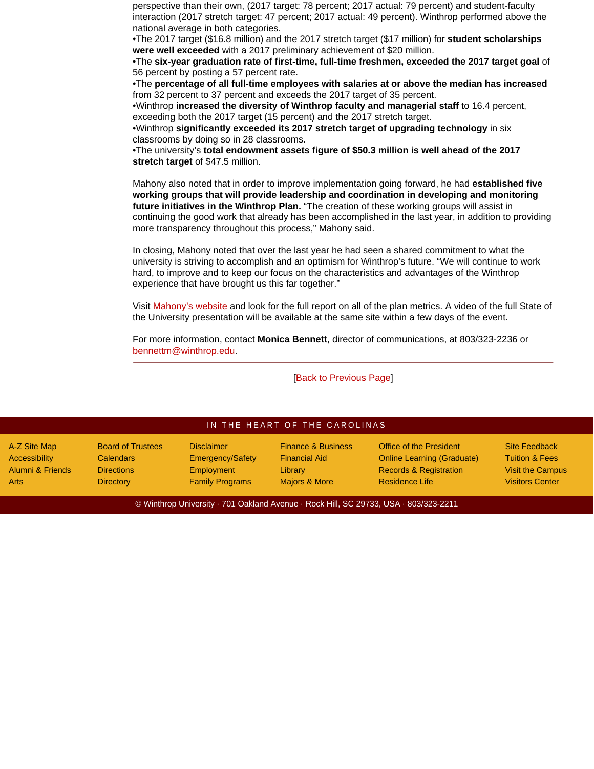perspective than their own, (2017 target: 78 percent; 2017 actual: 79 percent) and student-faculty interaction (2017 stretch target: 47 percent; 2017 actual: 49 percent). Winthrop performed above the national average in both categories.
•The 2017 target ($16.8 million) and the 2017 stretch target ($17 million) for **student scholarships were well exceeded** with a 2017 preliminary achievement of $20 million.
•The **six-year graduation rate of first-time, full-time freshmen, exceeded the 2017 target goal** of 56 percent by posting a 57 percent rate.
•The **percentage of all full-time employees with salaries at or above the median has increased** from 32 percent to 37 percent and exceeds the 2017 target of 35 percent.
•Winthrop **increased the diversity of Winthrop faculty and managerial staff** to 16.4 percent, exceeding both the 2017 target (15 percent) and the 2017 stretch target.
•Winthrop **significantly exceeded its 2017 stretch target of upgrading technology** in six classrooms by doing so in 28 classrooms.
•The university's **total endowment assets figure of $50.3 million is well ahead of the 2017 stretch target** of $47.5 million.

Mahony also noted that in order to improve implementation going forward, he had **established five working groups that will provide leadership and coordination in developing and monitoring future initiatives in the Winthrop Plan.** "The creation of these working groups will assist in continuing the good work that already has been accomplished in the last year, in addition to providing more transparency throughout this process," Mahony said.

In closing, Mahony noted that over the last year he had seen a shared commitment to what the university is striving to accomplish and an optimism for Winthrop's future. "We will continue to work hard, to improve and to keep our focus on the characteristics and advantages of the Winthrop experience that have brought us this far together."

Visit Mahony's website and look for the full report on all of the plan metrics. A video of the full State of the University presentation will be available at the same site within a few days of the event.

For more information, contact **Monica Bennett**, director of communications, at 803/323-2236 or bennettm@winthrop.edu.

---

[Back to Previous Page]

IN THE HEART OF THE CAROLINAS

A-Z Site Map
Accessibility
Alumni & Friends
Arts
Board of Trustees
Calendars
Directions
Directory
Disclaimer
Emergency/Safety
Employment
Family Programs
Finance & Business
Financial Aid
Library
Majors & More
Office of the President
Online Learning (Graduate)
Records & Registration
Residence Life
Site Feedback
Tuition & Fees
Visit the Campus
Visitors Center

© Winthrop University · 701 Oakland Avenue · Rock Hill, SC 29733, USA · 803/323-2211